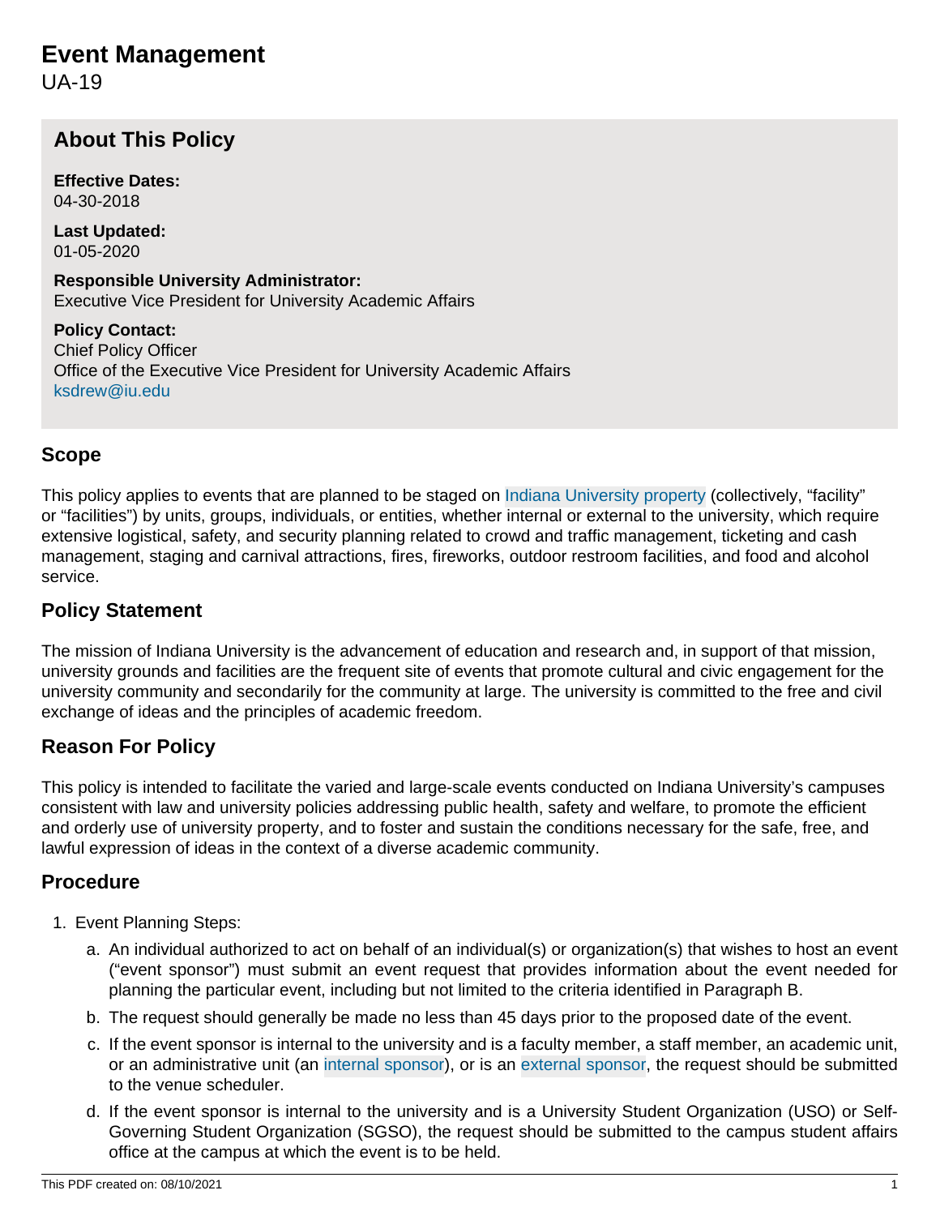# Event Management

UA-19

## About This Policy

**Effective Dates:**
04-30-2018

**Last Updated:**
01-05-2020

**Responsible University Administrator:**
Executive Vice President for University Academic Affairs

**Policy Contact:**
Chief Policy Officer
Office of the Executive Vice President for University Academic Affairs
ksdrew@iu.edu

## Scope

This policy applies to events that are planned to be staged on Indiana University property (collectively, "facility" or "facilities") by units, groups, individuals, or entities, whether internal or external to the university, which require extensive logistical, safety, and security planning related to crowd and traffic management, ticketing and cash management, staging and carnival attractions, fires, fireworks, outdoor restroom facilities, and food and alcohol service.

## Policy Statement

The mission of Indiana University is the advancement of education and research and, in support of that mission, university grounds and facilities are the frequent site of events that promote cultural and civic engagement for the university community and secondarily for the community at large. The university is committed to the free and civil exchange of ideas and the principles of academic freedom.

## Reason For Policy

This policy is intended to facilitate the varied and large-scale events conducted on Indiana University's campuses consistent with law and university policies addressing public health, safety and welfare, to promote the efficient and orderly use of university property, and to foster and sustain the conditions necessary for the safe, free, and lawful expression of ideas in the context of a diverse academic community.

## Procedure

1. Event Planning Steps:
   a. An individual authorized to act on behalf of an individual(s) or organization(s) that wishes to host an event ("event sponsor") must submit an event request that provides information about the event needed for planning the particular event, including but not limited to the criteria identified in Paragraph B.
   b. The request should generally be made no less than 45 days prior to the proposed date of the event.
   c. If the event sponsor is internal to the university and is a faculty member, a staff member, an academic unit, or an administrative unit (an internal sponsor), or is an external sponsor, the request should be submitted to the venue scheduler.
   d. If the event sponsor is internal to the university and is a University Student Organization (USO) or Self-Governing Student Organization (SGSO), the request should be submitted to the campus student affairs office at the campus at which the event is to be held.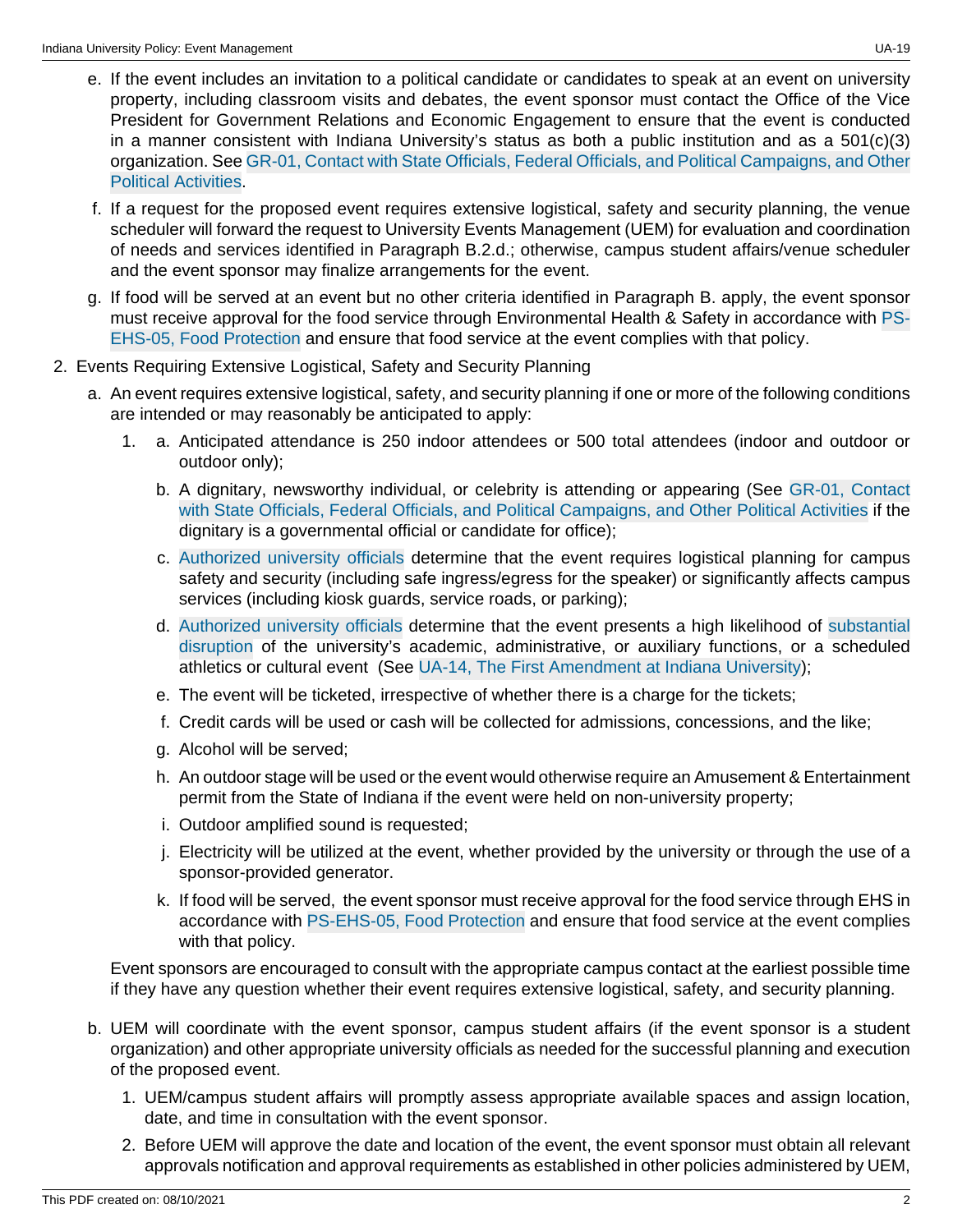e. If the event includes an invitation to a political candidate or candidates to speak at an event on university property, including classroom visits and debates, the event sponsor must contact the Office of the Vice President for Government Relations and Economic Engagement to ensure that the event is conducted in a manner consistent with Indiana University's status as both a public institution and as a 501(c)(3) organization. See GR-01, Contact with State Officials, Federal Officials, and Political Campaigns, and Other Political Activities.

f. If a request for the proposed event requires extensive logistical, safety and security planning, the venue scheduler will forward the request to University Events Management (UEM) for evaluation and coordination of needs and services identified in Paragraph B.2.d.; otherwise, campus student affairs/venue scheduler and the event sponsor may finalize arrangements for the event.

g. If food will be served at an event but no other criteria identified in Paragraph B. apply, the event sponsor must receive approval for the food service through Environmental Health & Safety in accordance with PS-EHS-05, Food Protection and ensure that food service at the event complies with that policy.

2. Events Requiring Extensive Logistical, Safety and Security Planning

   a. An event requires extensive logistical, safety, and security planning if one or more of the following conditions are intended or may reasonably be anticipated to apply:

      1. a. Anticipated attendance is 250 indoor attendees or 500 total attendees (indoor and outdoor or outdoor only);

         b. A dignitary, newsworthy individual, or celebrity is attending or appearing (See GR-01, Contact with State Officials, Federal Officials, and Political Campaigns, and Other Political Activities if the dignitary is a governmental official or candidate for office);

         c. Authorized university officials determine that the event requires logistical planning for campus safety and security (including safe ingress/egress for the speaker) or significantly affects campus services (including kiosk guards, service roads, or parking);

         d. Authorized university officials determine that the event presents a high likelihood of substantial disruption of the university's academic, administrative, or auxiliary functions, or a scheduled athletics or cultural event (See UA-14, The First Amendment at Indiana University);

         e. The event will be ticketed, irrespective of whether there is a charge for the tickets;

         f. Credit cards will be used or cash will be collected for admissions, concessions, and the like;

         g. Alcohol will be served;

         h. An outdoor stage will be used or the event would otherwise require an Amusement & Entertainment permit from the State of Indiana if the event were held on non-university property;

         i. Outdoor amplified sound is requested;

         j. Electricity will be utilized at the event, whether provided by the university or through the use of a sponsor-provided generator.

         k. If food will be served, the event sponsor must receive approval for the food service through EHS in accordance with PS-EHS-05, Food Protection and ensure that food service at the event complies with that policy.

   Event sponsors are encouraged to consult with the appropriate campus contact at the earliest possible time if they have any question whether their event requires extensive logistical, safety, and security planning.

   b. UEM will coordinate with the event sponsor, campus student affairs (if the event sponsor is a student organization) and other appropriate university officials as needed for the successful planning and execution of the proposed event.

      1. UEM/campus student affairs will promptly assess appropriate available spaces and assign location, date, and time in consultation with the event sponsor.

      2. Before UEM will approve the date and location of the event, the event sponsor must obtain all relevant approvals notification and approval requirements as established in other policies administered by UEM,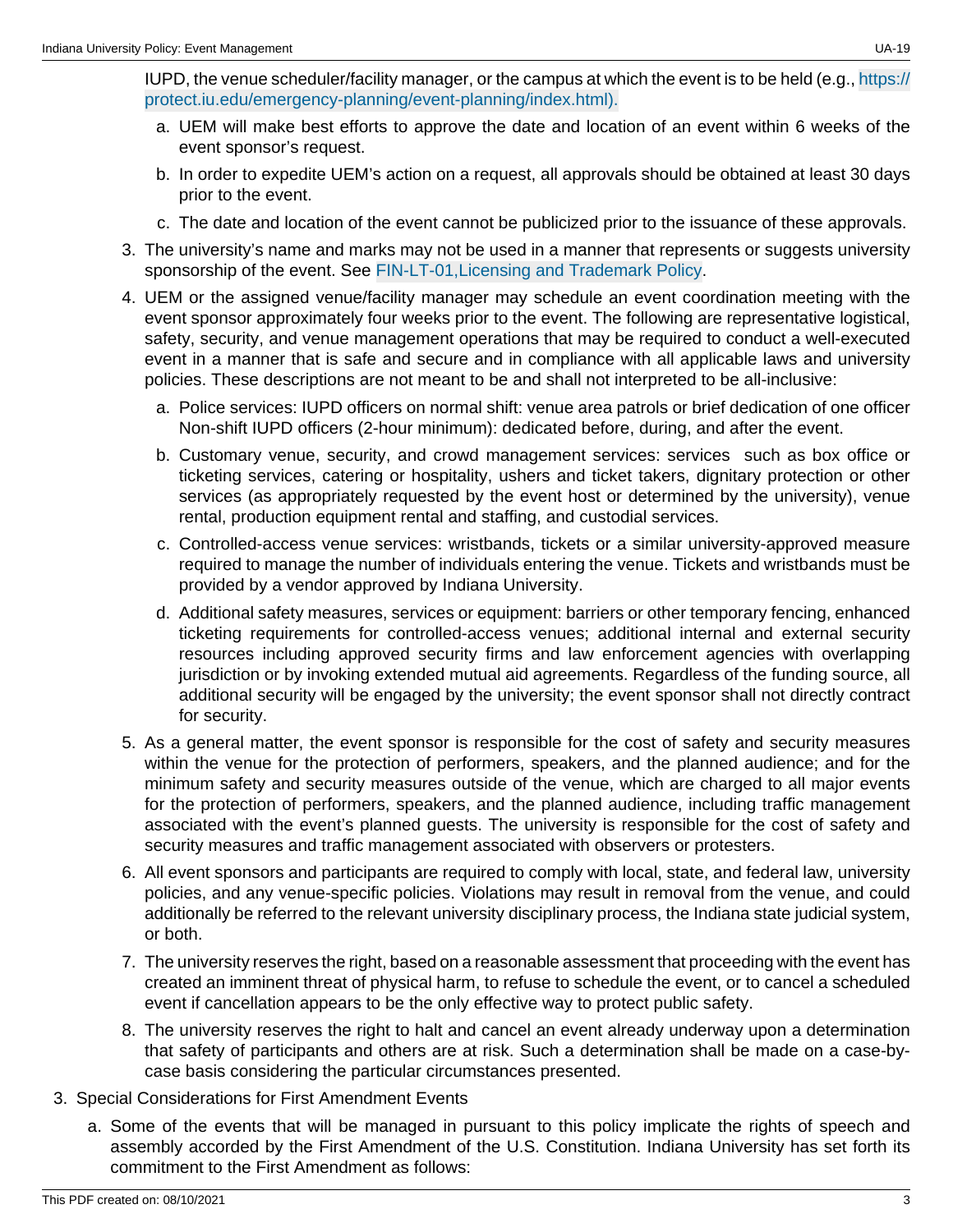IUPD, the venue scheduler/facility manager, or the campus at which the event is to be held (e.g., https://protect.iu.edu/emergency-planning/event-planning/index.html).

   a. UEM will make best efforts to approve the date and location of an event within 6 weeks of the event sponsor's request.

   b. In order to expedite UEM's action on a request, all approvals should be obtained at least 30 days prior to the event.

   c. The date and location of the event cannot be publicized prior to the issuance of these approvals.

3. The university's name and marks may not be used in a manner that represents or suggests university sponsorship of the event. See FIN-LT-01,Licensing and Trademark Policy.

4. UEM or the assigned venue/facility manager may schedule an event coordination meeting with the event sponsor approximately four weeks prior to the event. The following are representative logistical, safety, security, and venue management operations that may be required to conduct a well-executed event in a manner that is safe and secure and in compliance with all applicable laws and university policies. These descriptions are not meant to be and shall not interpreted to be all-inclusive:

   a. Police services: IUPD officers on normal shift: venue area patrols or brief dedication of one officer Non-shift IUPD officers (2-hour minimum): dedicated before, during, and after the event.

   b. Customary venue, security, and crowd management services: services such as box office or ticketing services, catering or hospitality, ushers and ticket takers, dignitary protection or other services (as appropriately requested by the event host or determined by the university), venue rental, production equipment rental and staffing, and custodial services.

   c. Controlled-access venue services: wristbands, tickets or a similar university-approved measure required to manage the number of individuals entering the venue. Tickets and wristbands must be provided by a vendor approved by Indiana University.

   d. Additional safety measures, services or equipment: barriers or other temporary fencing, enhanced ticketing requirements for controlled-access venues; additional internal and external security resources including approved security firms and law enforcement agencies with overlapping jurisdiction or by invoking extended mutual aid agreements. Regardless of the funding source, all additional security will be engaged by the university; the event sponsor shall not directly contract for security.

5. As a general matter, the event sponsor is responsible for the cost of safety and security measures within the venue for the protection of performers, speakers, and the planned audience; and for the minimum safety and security measures outside of the venue, which are charged to all major events for the protection of performers, speakers, and the planned audience, including traffic management associated with the event's planned guests. The university is responsible for the cost of safety and security measures and traffic management associated with observers or protesters.

6. All event sponsors and participants are required to comply with local, state, and federal law, university policies, and any venue-specific policies. Violations may result in removal from the venue, and could additionally be referred to the relevant university disciplinary process, the Indiana state judicial system, or both.

7. The university reserves the right, based on a reasonable assessment that proceeding with the event has created an imminent threat of physical harm, to refuse to schedule the event, or to cancel a scheduled event if cancellation appears to be the only effective way to protect public safety.

8. The university reserves the right to halt and cancel an event already underway upon a determination that safety of participants and others are at risk. Such a determination shall be made on a case-by-case basis considering the particular circumstances presented.

3. Special Considerations for First Amendment Events

   a. Some of the events that will be managed in pursuant to this policy implicate the rights of speech and assembly accorded by the First Amendment of the U.S. Constitution. Indiana University has set forth its commitment to the First Amendment as follows: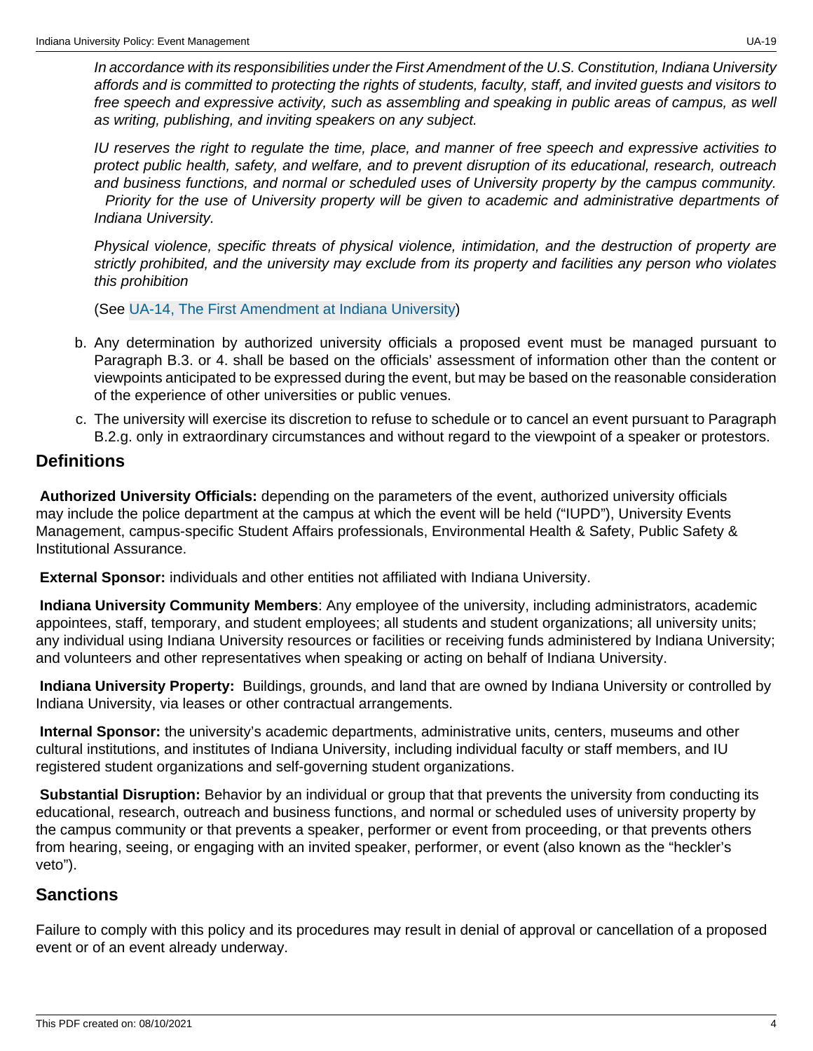*In accordance with its responsibilities under the First Amendment of the U.S. Constitution, Indiana University affords and is committed to protecting the rights of students, faculty, staff, and invited guests and visitors to free speech and expressive activity, such as assembling and speaking in public areas of campus, as well as writing, publishing, and inviting speakers on any subject.*

*IU reserves the right to regulate the time, place, and manner of free speech and expressive activities to protect public health, safety, and welfare, and to prevent disruption of its educational, research, outreach and business functions, and normal or scheduled uses of University property by the campus community. Priority for the use of University property will be given to academic and administrative departments of Indiana University.*

*Physical violence, specific threats of physical violence, intimidation, and the destruction of property are strictly prohibited, and the university may exclude from its property and facilities any person who violates this prohibition*

(See UA-14, The First Amendment at Indiana University)

b. Any determination by authorized university officials a proposed event must be managed pursuant to Paragraph B.3. or 4. shall be based on the officials' assessment of information other than the content or viewpoints anticipated to be expressed during the event, but may be based on the reasonable consideration of the experience of other universities or public venues.

c. The university will exercise its discretion to refuse to schedule or to cancel an event pursuant to Paragraph B.2.g. only in extraordinary circumstances and without regard to the viewpoint of a speaker or protestors.

## Definitions

**Authorized University Officials:** depending on the parameters of the event, authorized university officials may include the police department at the campus at which the event will be held ("IUPD"), University Events Management, campus-specific Student Affairs professionals, Environmental Health & Safety, Public Safety & Institutional Assurance.

**External Sponsor:** individuals and other entities not affiliated with Indiana University.

**Indiana University Community Members**: Any employee of the university, including administrators, academic appointees, staff, temporary, and student employees; all students and student organizations; all university units; any individual using Indiana University resources or facilities or receiving funds administered by Indiana University; and volunteers and other representatives when speaking or acting on behalf of Indiana University.

**Indiana University Property:** Buildings, grounds, and land that are owned by Indiana University or controlled by Indiana University, via leases or other contractual arrangements.

**Internal Sponsor:** the university's academic departments, administrative units, centers, museums and other cultural institutions, and institutes of Indiana University, including individual faculty or staff members, and IU registered student organizations and self-governing student organizations.

**Substantial Disruption:** Behavior by an individual or group that that prevents the university from conducting its educational, research, outreach and business functions, and normal or scheduled uses of university property by the campus community or that prevents a speaker, performer or event from proceeding, or that prevents others from hearing, seeing, or engaging with an invited speaker, performer, or event (also known as the "heckler's veto").

## Sanctions

Failure to comply with this policy and its procedures may result in denial of approval or cancellation of a proposed event or of an event already underway.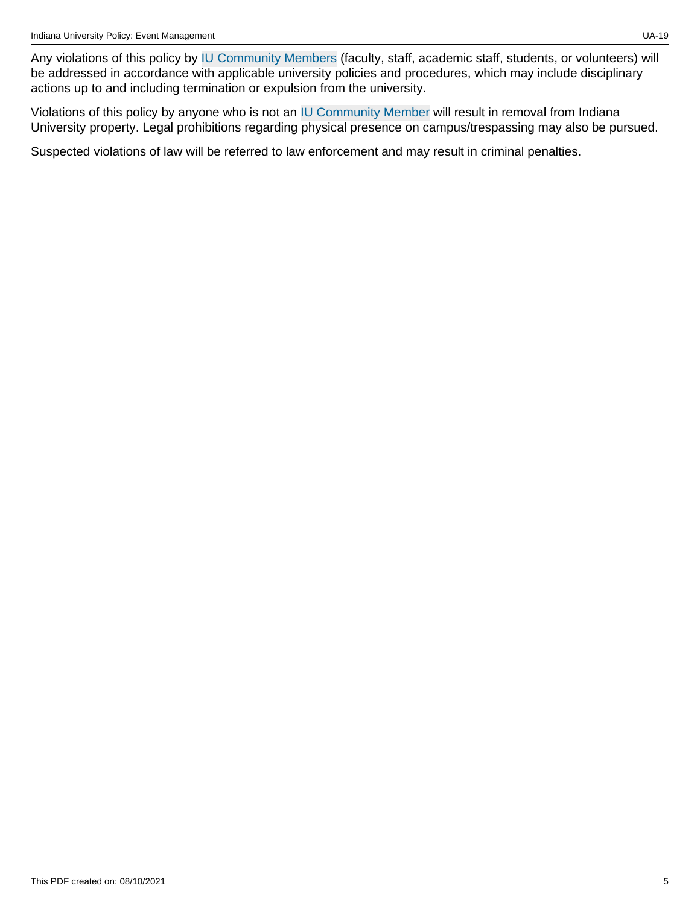Any violations of this policy by IU Community Members (faculty, staff, academic staff, students, or volunteers) will be addressed in accordance with applicable university policies and procedures, which may include disciplinary actions up to and including termination or expulsion from the university.

Violations of this policy by anyone who is not an IU Community Member will result in removal from Indiana University property. Legal prohibitions regarding physical presence on campus/trespassing may also be pursued.

Suspected violations of law will be referred to law enforcement and may result in criminal penalties.